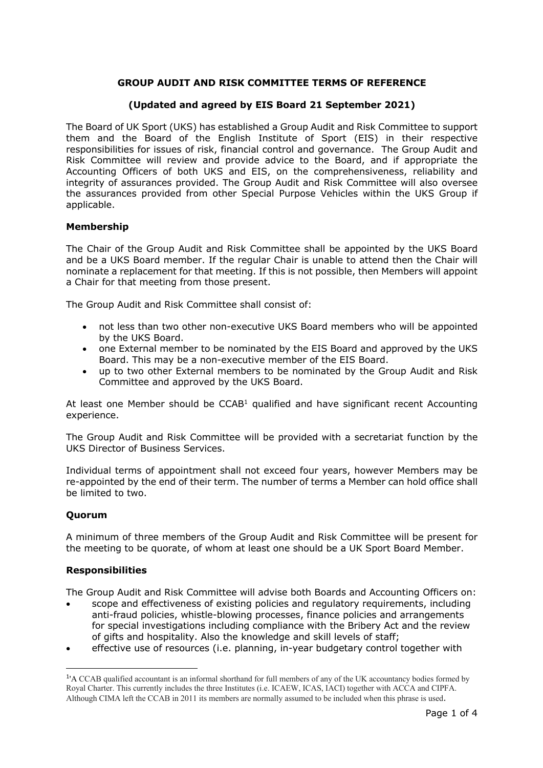# GROUP AUDIT AND RISK COMMITTEE TERMS OF REFERENCE

**(Updated and agreed by EIS Board 21 September 2021)**

The Board of UK Sport (UKS) has established a Group Audit and Risk Committee to support them and the Board of the English Institute of Sport (EIS) in their respective responsibilities for issues of risk, financial control and governance. The Group Audit and Risk Committee will review and provide advice to the Board, and if appropriate the Accounting Officers of both UKS and EIS, on the comprehensiveness, reliability and integrity of assurances provided. The Group Audit and Risk Committee will also oversee the assurances provided from other Special Purpose Vehicles within the UKS Group if applicable.

## Membership

The Chair of the Group Audit and Risk Committee shall be appointed by the UKS Board and be a UKS Board member. If the regular Chair is unable to attend then the Chair will nominate a replacement for that meeting. If this is not possible, then Members will appoint a Chair for that meeting from those present.

The Group Audit and Risk Committee shall consist of:

- not less than two other non-executive UKS Board members who will be appointed by the UKS Board.
- one External member to be nominated by the EIS Board and approved by the UKS Board. This may be a non-executive member of the EIS Board.
- up to two other External members to be nominated by the Group Audit and Risk Committee and approved by the UKS Board.

At least one Member should be CCAB[1] qualified and have significant recent Accounting experience.

The Group Audit and Risk Committee will be provided with a secretariat function by the UKS Director of Business Services.

Individual terms of appointment shall not exceed four years, however Members may be re-appointed by the end of their term. The number of terms a Member can hold office shall be limited to two.

## Quorum

A minimum of three members of the Group Audit and Risk Committee will be present for the meeting to be quorate, of whom at least one should be a UK Sport Board Member.

## Responsibilities

The Group Audit and Risk Committee will advise both Boards and Accounting Officers on:

- scope and effectiveness of existing policies and regulatory requirements, including anti-fraud policies, whistle-blowing processes, finance policies and arrangements for special investigations including compliance with the Bribery Act and the review of gifts and hospitality. Also the knowledge and skill levels of staff;
- effective use of resources (i.e. planning, in-year budgetary control together with

[1] 'A CCAB qualified accountant is an informal shorthand for full members of any of the UK accountancy bodies formed by Royal Charter. This currently includes the three Institutes (i.e. ICAEW, ICAS, IACI) together with ACCA and CIPFA. Although CIMA left the CCAB in 2011 its members are normally assumed to be included when this phrase is used.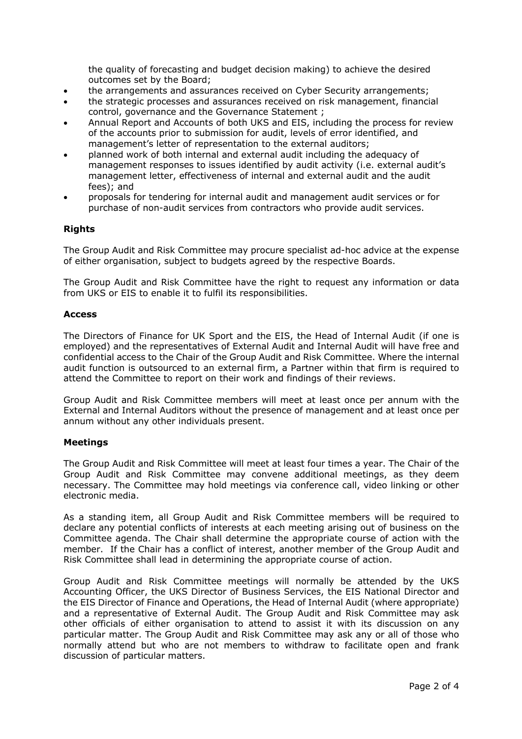the quality of forecasting and budget decision making) to achieve the desired outcomes set by the Board;

- the arrangements and assurances received on Cyber Security arrangements;
- the strategic processes and assurances received on risk management, financial control, governance and the Governance Statement ;
- Annual Report and Accounts of both UKS and EIS, including the process for review of the accounts prior to submission for audit, levels of error identified, and management's letter of representation to the external auditors;
- planned work of both internal and external audit including the adequacy of management responses to issues identified by audit activity (i.e. external audit's management letter, effectiveness of internal and external audit and the audit fees); and
- proposals for tendering for internal audit and management audit services or for purchase of non-audit services from contractors who provide audit services.

**Rights**

The Group Audit and Risk Committee may procure specialist ad-hoc advice at the expense of either organisation, subject to budgets agreed by the respective Boards.

The Group Audit and Risk Committee have the right to request any information or data from UKS or EIS to enable it to fulfil its responsibilities.

**Access**

The Directors of Finance for UK Sport and the EIS, the Head of Internal Audit (if one is employed) and the representatives of External Audit and Internal Audit will have free and confidential access to the Chair of the Group Audit and Risk Committee. Where the internal audit function is outsourced to an external firm, a Partner within that firm is required to attend the Committee to report on their work and findings of their reviews.

Group Audit and Risk Committee members will meet at least once per annum with the External and Internal Auditors without the presence of management and at least once per annum without any other individuals present.

**Meetings**

The Group Audit and Risk Committee will meet at least four times a year. The Chair of the Group Audit and Risk Committee may convene additional meetings, as they deem necessary. The Committee may hold meetings via conference call, video linking or other electronic media.

As a standing item, all Group Audit and Risk Committee members will be required to declare any potential conflicts of interests at each meeting arising out of business on the Committee agenda. The Chair shall determine the appropriate course of action with the member. If the Chair has a conflict of interest, another member of the Group Audit and Risk Committee shall lead in determining the appropriate course of action.

Group Audit and Risk Committee meetings will normally be attended by the UKS Accounting Officer, the UKS Director of Business Services, the EIS National Director and the EIS Director of Finance and Operations, the Head of Internal Audit (where appropriate) and a representative of External Audit. The Group Audit and Risk Committee may ask other officials of either organisation to attend to assist it with its discussion on any particular matter. The Group Audit and Risk Committee may ask any or all of those who normally attend but who are not members to withdraw to facilitate open and frank discussion of particular matters.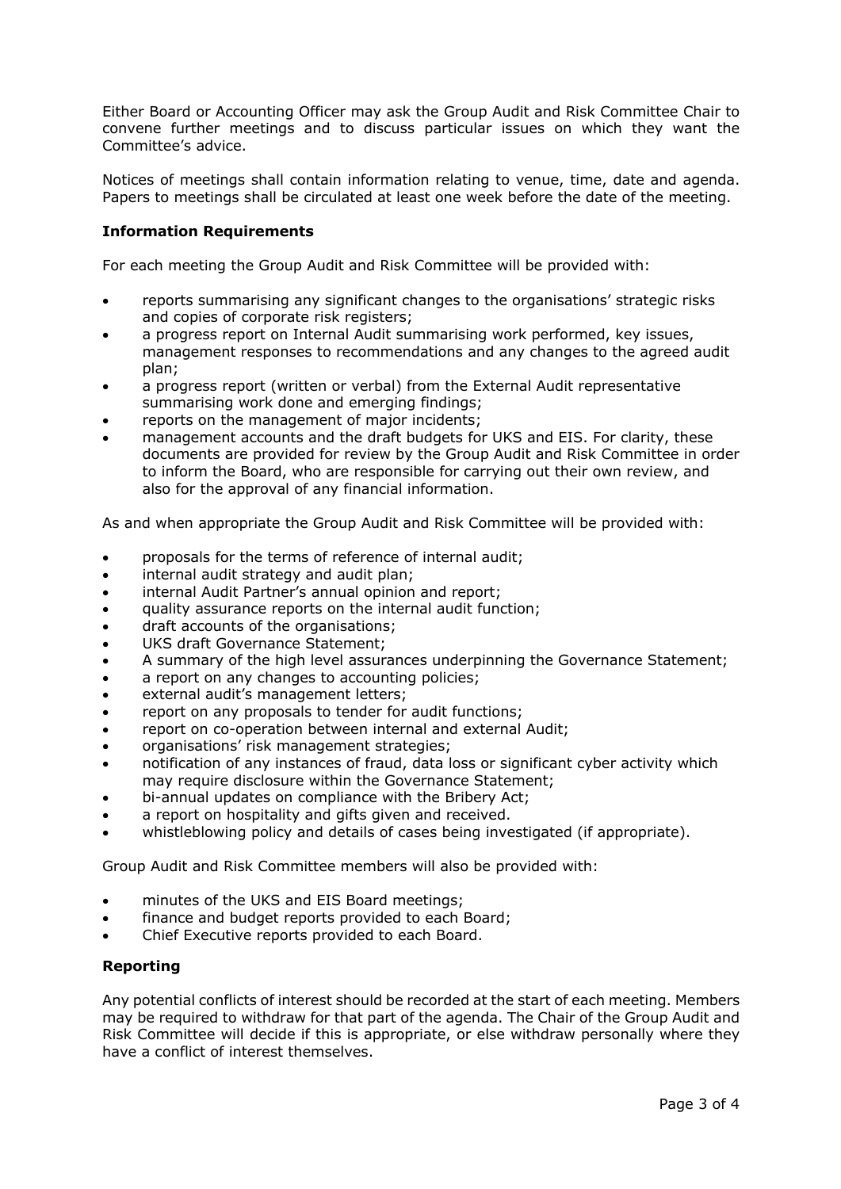Either Board or Accounting Officer may ask the Group Audit and Risk Committee Chair to convene further meetings and to discuss particular issues on which they want the Committee's advice.

Notices of meetings shall contain information relating to venue, time, date and agenda. Papers to meetings shall be circulated at least one week before the date of the meeting.

### Information Requirements

For each meeting the Group Audit and Risk Committee will be provided with:

- reports summarising any significant changes to the organisations' strategic risks and copies of corporate risk registers;
- a progress report on Internal Audit summarising work performed, key issues, management responses to recommendations and any changes to the agreed audit plan;
- a progress report (written or verbal) from the External Audit representative summarising work done and emerging findings;
- reports on the management of major incidents;
- management accounts and the draft budgets for UKS and EIS. For clarity, these documents are provided for review by the Group Audit and Risk Committee in order to inform the Board, who are responsible for carrying out their own review, and also for the approval of any financial information.

As and when appropriate the Group Audit and Risk Committee will be provided with:

- proposals for the terms of reference of internal audit;
- internal audit strategy and audit plan;
- internal Audit Partner's annual opinion and report;
- quality assurance reports on the internal audit function;
- draft accounts of the organisations;
- UKS draft Governance Statement;
- A summary of the high level assurances underpinning the Governance Statement;
- a report on any changes to accounting policies;
- external audit's management letters;
- report on any proposals to tender for audit functions;
- report on co-operation between internal and external Audit;
- organisations' risk management strategies;
- notification of any instances of fraud, data loss or significant cyber activity which may require disclosure within the Governance Statement;
- bi-annual updates on compliance with the Bribery Act;
- a report on hospitality and gifts given and received.
- whistleblowing policy and details of cases being investigated (if appropriate).

Group Audit and Risk Committee members will also be provided with:

- minutes of the UKS and EIS Board meetings;
- finance and budget reports provided to each Board;
- Chief Executive reports provided to each Board.

### Reporting

Any potential conflicts of interest should be recorded at the start of each meeting. Members may be required to withdraw for that part of the agenda. The Chair of the Group Audit and Risk Committee will decide if this is appropriate, or else withdraw personally where they have a conflict of interest themselves.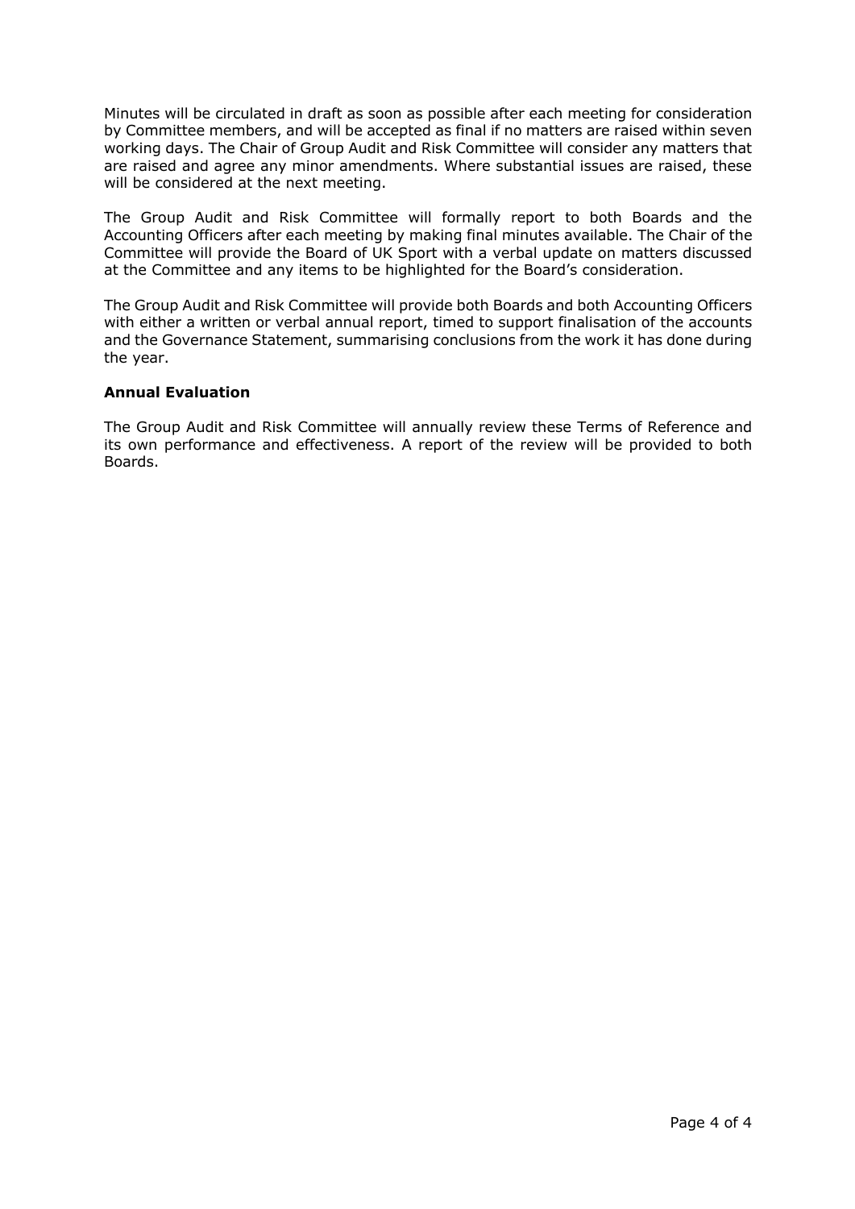Minutes will be circulated in draft as soon as possible after each meeting for consideration by Committee members, and will be accepted as final if no matters are raised within seven working days. The Chair of Group Audit and Risk Committee will consider any matters that are raised and agree any minor amendments. Where substantial issues are raised, these will be considered at the next meeting.

The Group Audit and Risk Committee will formally report to both Boards and the Accounting Officers after each meeting by making final minutes available. The Chair of the Committee will provide the Board of UK Sport with a verbal update on matters discussed at the Committee and any items to be highlighted for the Board's consideration.

The Group Audit and Risk Committee will provide both Boards and both Accounting Officers with either a written or verbal annual report, timed to support finalisation of the accounts and the Governance Statement, summarising conclusions from the work it has done during the year.

**Annual Evaluation**

The Group Audit and Risk Committee will annually review these Terms of Reference and its own performance and effectiveness. A report of the review will be provided to both Boards.